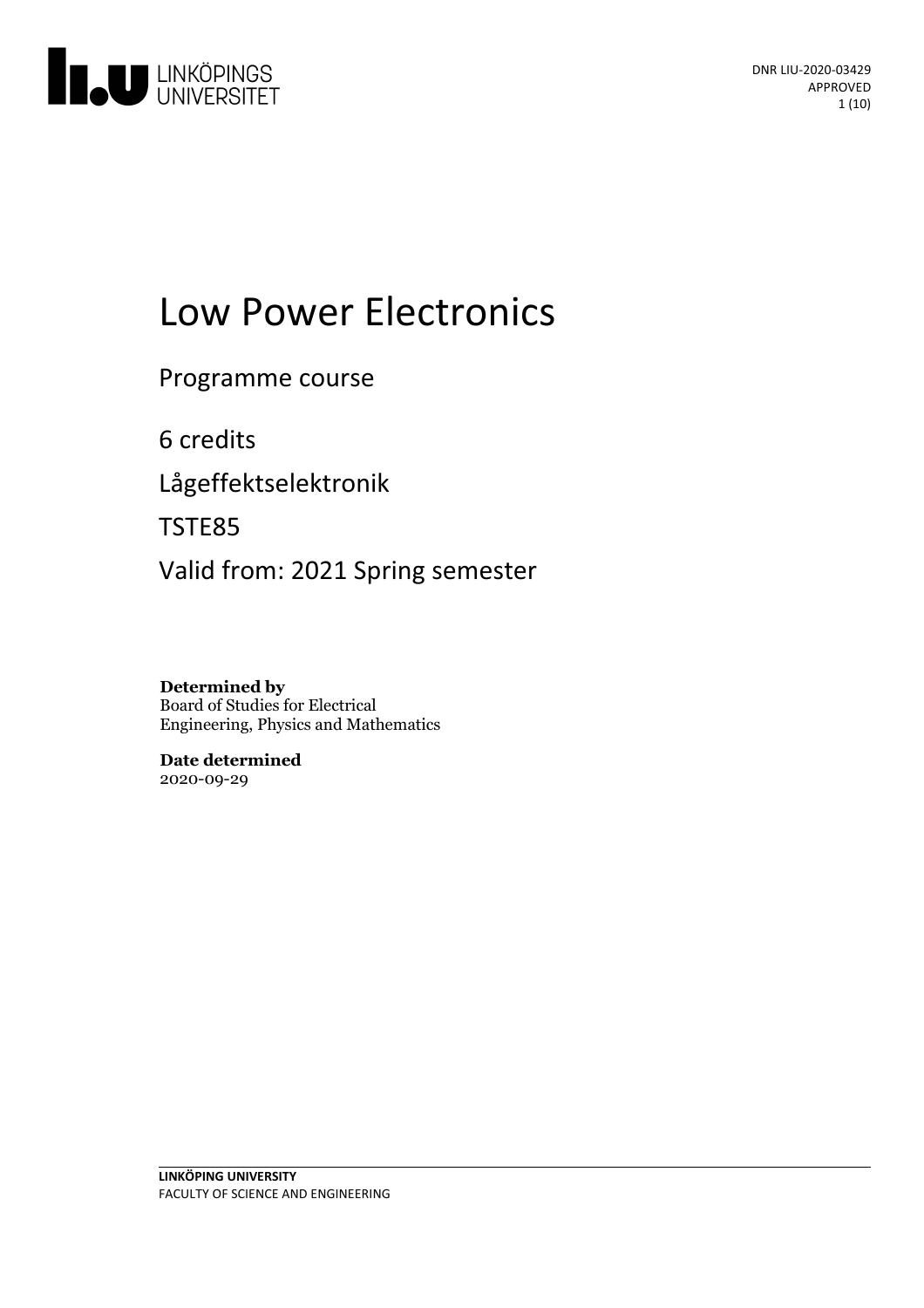DNR LIU-2020-03429
APPROVED

# Low Power Electronics

Programme course

6 credits

Lågeffektselektronik

TSTE85

Valid from: 2021 Spring semester

**Determined by**
Board of Studies for Electrical Engineering, Physics and Mathematics

**Date determined**
2020-09-29

**LINKÖPING UNIVERSITY**
FACULTY OF SCIENCE AND ENGINEERING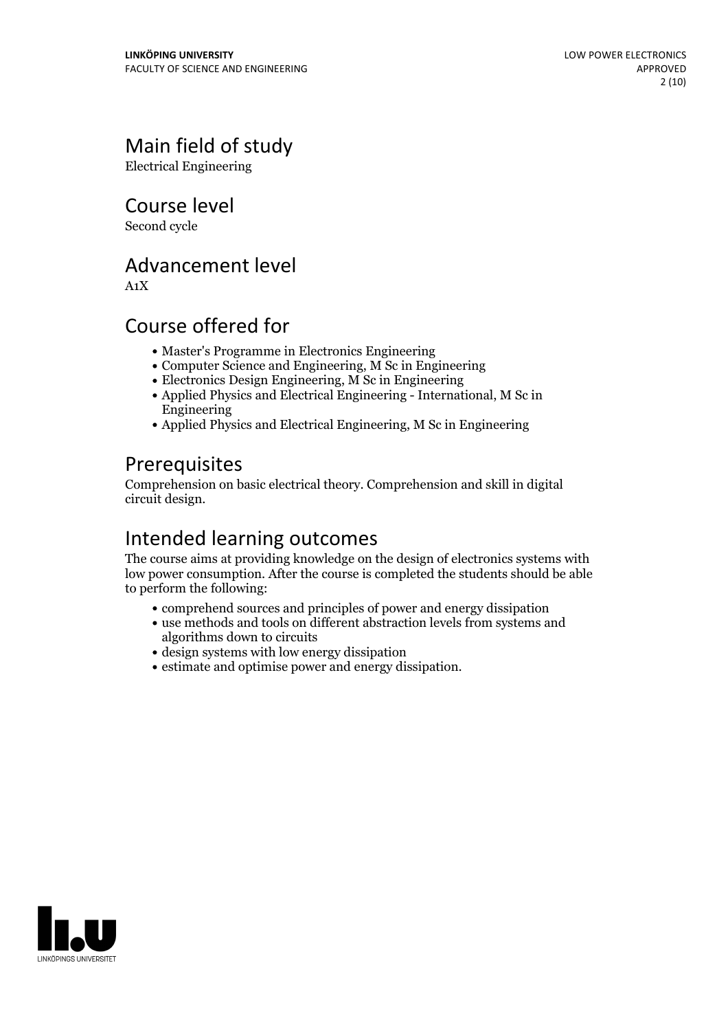## Main field of study

Electrical Engineering

## Course level

Second cycle

## Advancement level

A1X

## Course offered for

- Master's Programme in Electronics Engineering
- Computer Science and Engineering, M Sc in Engineering
- Electronics Design Engineering, M Sc in Engineering
- Applied Physics and Electrical Engineering - International, M Sc in Engineering
- Applied Physics and Electrical Engineering, M Sc in Engineering

## Prerequisites

Comprehension on basic electrical theory. Comprehension and skill in digital circuit design.

## Intended learning outcomes

The course aims at providing knowledge on the design of electronics systems with low power consumption. After the course is completed the students should be able to perform the following:

- comprehend sources and principles of power and energy dissipation
- use methods and tools on different abstraction levels from systems and algorithms down to circuits
- design systems with low energy dissipation
- estimate and optimise power and energy dissipation.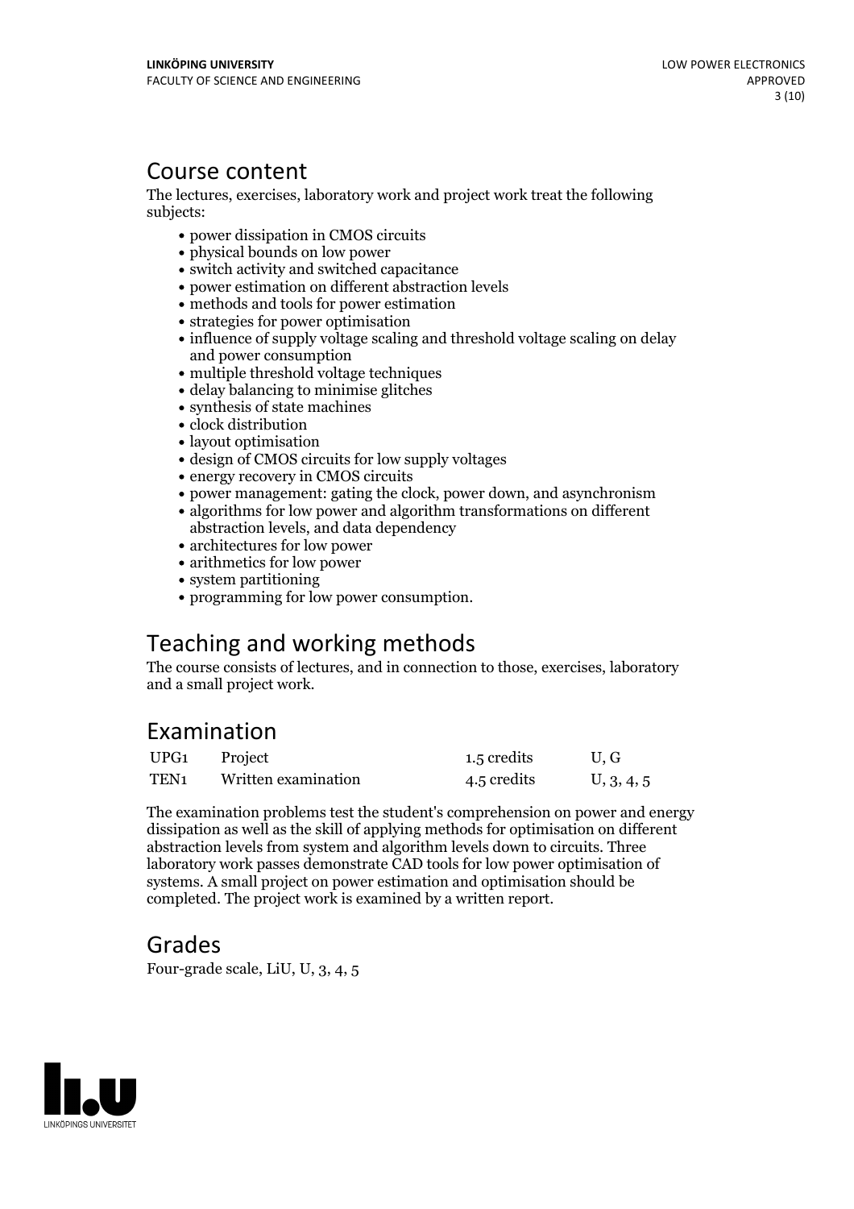## Course content

The lectures, exercises, laboratory work and project work treat the following subjects:

- power dissipation in CMOS circuits
- physical bounds on low power
- switch activity and switched capacitance
- power estimation on different abstraction levels
- methods and tools for power estimation
- strategies for power optimisation
- influence of supply voltage scaling and threshold voltage scaling on delay and power consumption
- multiple threshold voltage techniques
- delay balancing to minimise glitches
- synthesis of state machines
- clock distribution
- layout optimisation
- design of CMOS circuits for low supply voltages
- energy recovery in CMOS circuits
- power management: gating the clock, power down, and asynchronism
- algorithms for low power and algorithm transformations on different abstraction levels, and data dependency
- architectures for low power
- arithmetics for low power
- system partitioning
- programming for low power consumption.

## Teaching and working methods

The course consists of lectures, and in connection to those, exercises, laboratory and a small project work.

## Examination

| | | | |
|---|---|---|---|
| UPG1 | Project | 1.5 credits | U, G |
| TEN1 | Written examination | 4.5 credits | U, 3, 4, 5 |

The examination problems test the student's comprehension on power and energy dissipation as well as the skill of applying methods for optimisation on different abstraction levels from system and algorithm levels down to circuits. Three laboratory work passes demonstrate CAD tools for low power optimisation of systems. A small project on power estimation and optimisation should be completed. The project work is examined by a written report.

## Grades

Four-grade scale, LiU, U, 3, 4, 5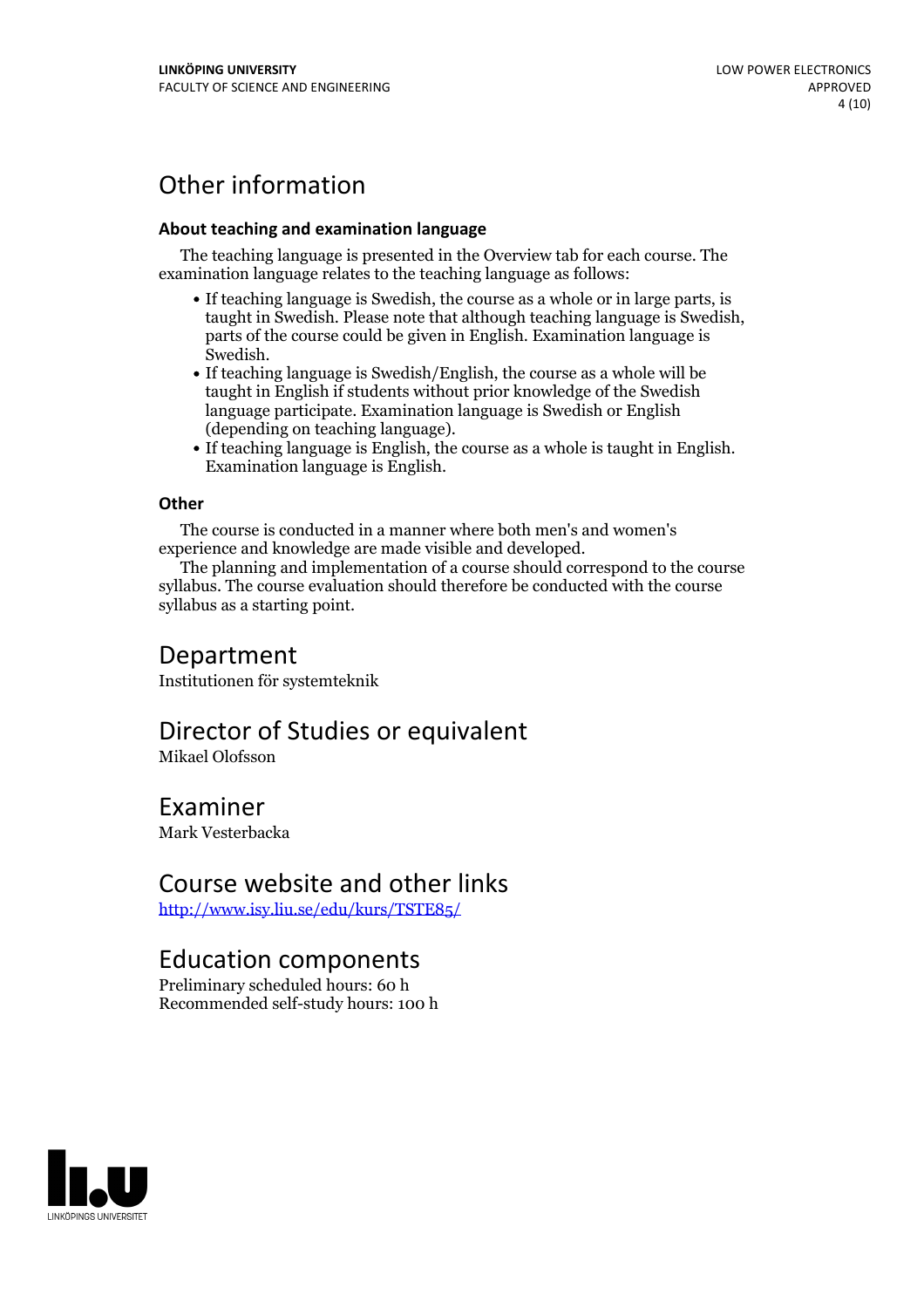# Other information

### About teaching and examination language

The teaching language is presented in the Overview tab for each course. The examination language relates to the teaching language as follows:

- If teaching language is Swedish, the course as a whole or in large parts, is taught in Swedish. Please note that although teaching language is Swedish, parts of the course could be given in English. Examination language is Swedish.
- If teaching language is Swedish/English, the course as a whole will be taught in English if students without prior knowledge of the Swedish language participate. Examination language is Swedish or English (depending on teaching language).
- If teaching language is English, the course as a whole is taught in English. Examination language is English.

### Other

The course is conducted in a manner where both men's and women's experience and knowledge are made visible and developed.

The planning and implementation of a course should correspond to the course syllabus. The course evaluation should therefore be conducted with the course syllabus as a starting point.

# Department

Institutionen för systemteknik

# Director of Studies or equivalent

Mikael Olofsson

# Examiner

Mark Vesterbacka

# Course website and other links

[http://www.isy.liu.se/edu/kurs/TSTE85/](http://www.isy.liu.se/edu/kurs/TSTE85/)

# Education components

Preliminary scheduled hours: 60 h
Recommended self-study hours: 100 h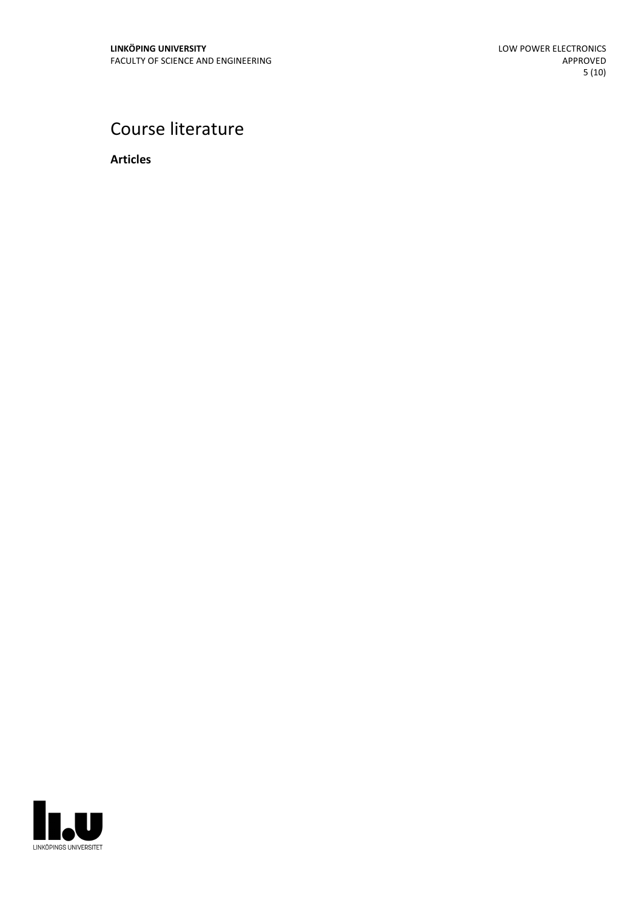# Course literature

**Articles**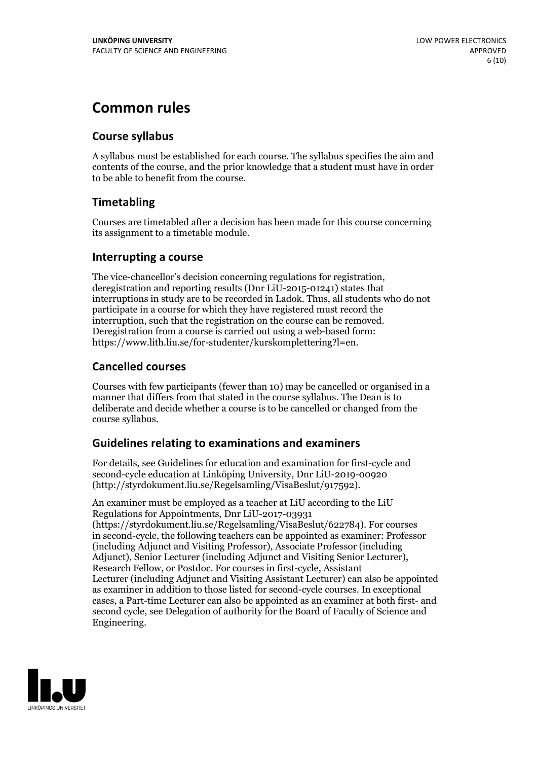# Common rules

## Course syllabus

A syllabus must be established for each course. The syllabus specifies the aim and contents of the course, and the prior knowledge that a student must have in order to be able to benefit from the course.

## Timetabling

Courses are timetabled after a decision has been made for this course concerning its assignment to a timetable module.

## Interrupting a course

The vice-chancellor's decision concerning regulations for registration, deregistration and reporting results (Dnr LiU-2015-01241) states that interruptions in study are to be recorded in Ladok. Thus, all students who do not participate in a course for which they have registered must record the interruption, such that the registration on the course can be removed. Deregistration from a course is carried out using a web-based form: https://www.lith.liu.se/for-studenter/kurskomplettering?l=en.

## Cancelled courses

Courses with few participants (fewer than 10) may be cancelled or organised in a manner that differs from that stated in the course syllabus. The Dean is to deliberate and decide whether a course is to be cancelled or changed from the course syllabus.

## Guidelines relating to examinations and examiners

For details, see Guidelines for education and examination for first-cycle and second-cycle education at Linköping University, Dnr LiU-2019-00920 (http://styrdokument.liu.se/Regelsamling/VisaBeslut/917592).

An examiner must be employed as a teacher at LiU according to the LiU Regulations for Appointments, Dnr LiU-2017-03931 (https://styrdokument.liu.se/Regelsamling/VisaBeslut/622784). For courses in second-cycle, the following teachers can be appointed as examiner: Professor (including Adjunct and Visiting Professor), Associate Professor (including Adjunct), Senior Lecturer (including Adjunct and Visiting Senior Lecturer), Research Fellow, or Postdoc. For courses in first-cycle, Assistant Lecturer (including Adjunct and Visiting Assistant Lecturer) can also be appointed as examiner in addition to those listed for second-cycle courses. In exceptional cases, a Part-time Lecturer can also be appointed as an examiner at both first- and second cycle, see Delegation of authority for the Board of Faculty of Science and Engineering.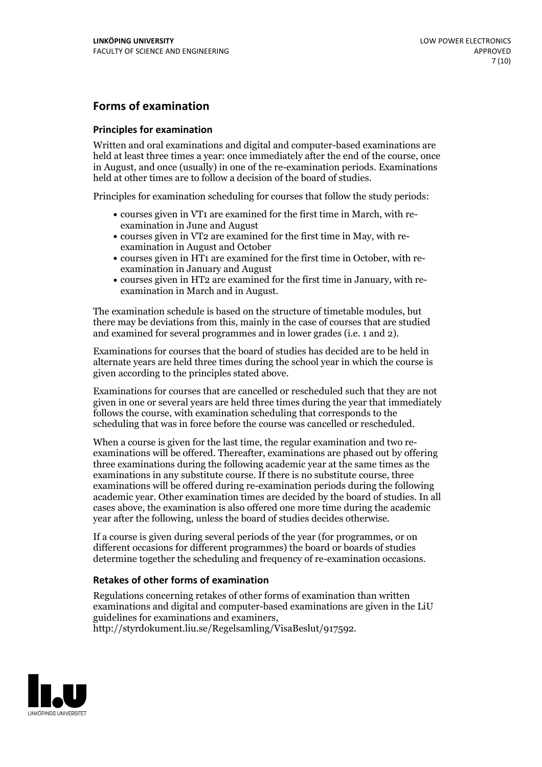## Forms of examination

### Principles for examination

Written and oral examinations and digital and computer-based examinations are held at least three times a year: once immediately after the end of the course, once in August, and once (usually) in one of the re-examination periods. Examinations held at other times are to follow a decision of the board of studies.

Principles for examination scheduling for courses that follow the study periods:

- courses given in VT1 are examined for the first time in March, with re-examination in June and August
- courses given in VT2 are examined for the first time in May, with re-examination in August and October
- courses given in HT1 are examined for the first time in October, with re-examination in January and August
- courses given in HT2 are examined for the first time in January, with re-examination in March and in August.

The examination schedule is based on the structure of timetable modules, but there may be deviations from this, mainly in the case of courses that are studied and examined for several programmes and in lower grades (i.e. 1 and 2).

Examinations for courses that the board of studies has decided are to be held in alternate years are held three times during the school year in which the course is given according to the principles stated above.

Examinations for courses that are cancelled or rescheduled such that they are not given in one or several years are held three times during the year that immediately follows the course, with examination scheduling that corresponds to the scheduling that was in force before the course was cancelled or rescheduled.

When a course is given for the last time, the regular examination and two re-examinations will be offered. Thereafter, examinations are phased out by offering three examinations during the following academic year at the same times as the examinations in any substitute course. If there is no substitute course, three examinations will be offered during re-examination periods during the following academic year. Other examination times are decided by the board of studies. In all cases above, the examination is also offered one more time during the academic year after the following, unless the board of studies decides otherwise.

If a course is given during several periods of the year (for programmes, or on different occasions for different programmes) the board or boards of studies determine together the scheduling and frequency of re-examination occasions.

### Retakes of other forms of examination

Regulations concerning retakes of other forms of examination than written examinations and digital and computer-based examinations are given in the LiU guidelines for examinations and examiners, http://styrdokument.liu.se/Regelsamling/VisaBeslut/917592.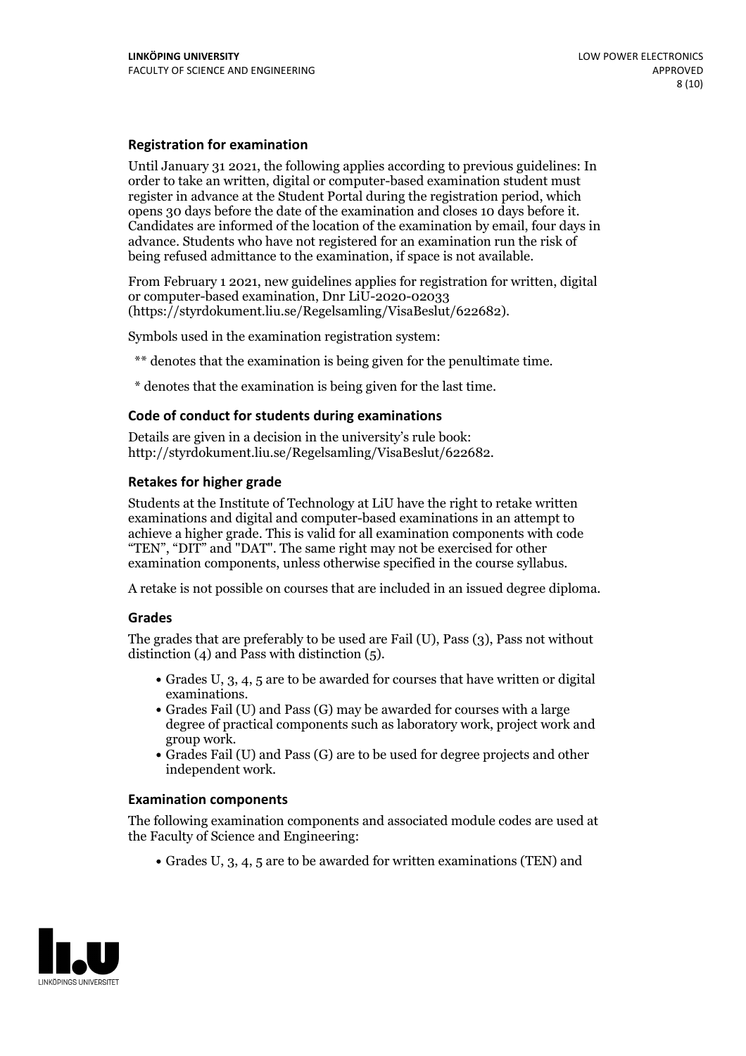### Registration for examination

Until January 31 2021, the following applies according to previous guidelines: In order to take an written, digital or computer-based examination student must register in advance at the Student Portal during the registration period, which opens 30 days before the date of the examination and closes 10 days before it. Candidates are informed of the location of the examination by email, four days in advance. Students who have not registered for an examination run the risk of being refused admittance to the examination, if space is not available.

From February 1 2021, new guidelines applies for registration for written, digital or computer-based examination, Dnr LiU-2020-02033 (https://styrdokument.liu.se/Regelsamling/VisaBeslut/622682).

Symbols used in the examination registration system:

** denotes that the examination is being given for the penultimate time.

* denotes that the examination is being given for the last time.

### Code of conduct for students during examinations

Details are given in a decision in the university's rule book: http://styrdokument.liu.se/Regelsamling/VisaBeslut/622682.

### Retakes for higher grade

Students at the Institute of Technology at LiU have the right to retake written examinations and digital and computer-based examinations in an attempt to achieve a higher grade. This is valid for all examination components with code "TEN", "DIT" and "DAT". The same right may not be exercised for other examination components, unless otherwise specified in the course syllabus.

A retake is not possible on courses that are included in an issued degree diploma.

### Grades

The grades that are preferably to be used are Fail (U), Pass (3), Pass not without distinction (4) and Pass with distinction (5).

- Grades U, 3, 4, 5 are to be awarded for courses that have written or digital examinations.
- Grades Fail (U) and Pass (G) may be awarded for courses with a large degree of practical components such as laboratory work, project work and group work.
- Grades Fail (U) and Pass (G) are to be used for degree projects and other independent work.

### Examination components

The following examination components and associated module codes are used at the Faculty of Science and Engineering:

- Grades U, 3, 4, 5 are to be awarded for written examinations (TEN) and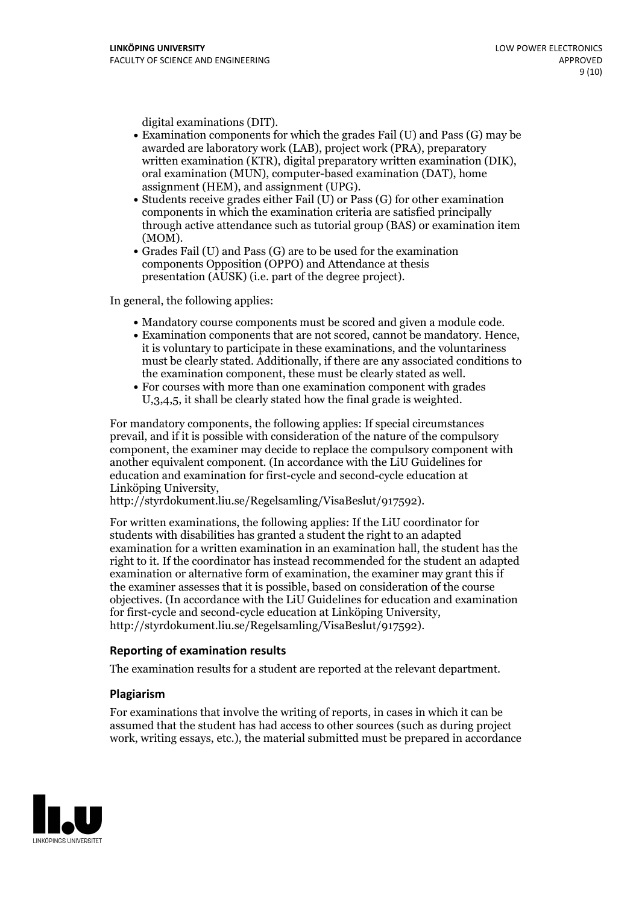digital examinations (DIT).

- Examination components for which the grades Fail (U) and Pass (G) may be awarded are laboratory work (LAB), project work (PRA), preparatory written examination (KTR), digital preparatory written examination (DIK), oral examination (MUN), computer-based examination (DAT), home assignment (HEM), and assignment (UPG).
- Students receive grades either Fail (U) or Pass (G) for other examination components in which the examination criteria are satisfied principally through active attendance such as tutorial group (BAS) or examination item (MOM).
- Grades Fail (U) and Pass (G) are to be used for the examination components Opposition (OPPO) and Attendance at thesis presentation (AUSK) (i.e. part of the degree project).

In general, the following applies:

- Mandatory course components must be scored and given a module code.
- Examination components that are not scored, cannot be mandatory. Hence, it is voluntary to participate in these examinations, and the voluntariness must be clearly stated. Additionally, if there are any associated conditions to the examination component, these must be clearly stated as well.
- For courses with more than one examination component with grades U,3,4,5, it shall be clearly stated how the final grade is weighted.

For mandatory components, the following applies: If special circumstances prevail, and if it is possible with consideration of the nature of the compulsory component, the examiner may decide to replace the compulsory component with another equivalent component. (In accordance with the LiU Guidelines for education and examination for first-cycle and second-cycle education at Linköping University, http://styrdokument.liu.se/Regelsamling/VisaBeslut/917592).

For written examinations, the following applies: If the LiU coordinator for students with disabilities has granted a student the right to an adapted examination for a written examination in an examination hall, the student has the right to it. If the coordinator has instead recommended for the student an adapted examination or alternative form of examination, the examiner may grant this if the examiner assesses that it is possible, based on consideration of the course objectives. (In accordance with the LiU Guidelines for education and examination for first-cycle and second-cycle education at Linköping University, http://styrdokument.liu.se/Regelsamling/VisaBeslut/917592).

### Reporting of examination results

The examination results for a student are reported at the relevant department.

### Plagiarism

For examinations that involve the writing of reports, in cases in which it can be assumed that the student has had access to other sources (such as during project work, writing essays, etc.), the material submitted must be prepared in accordance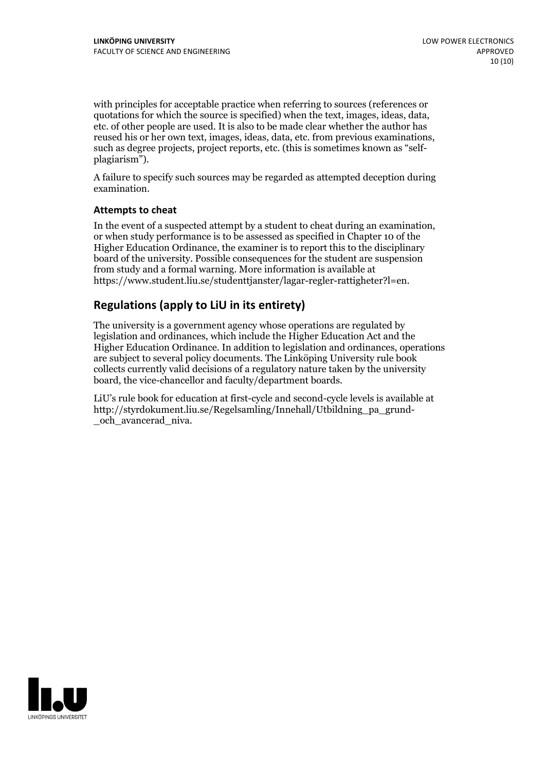with principles for acceptable practice when referring to sources (references or quotations for which the source is specified) when the text, images, ideas, data, etc. of other people are used. It is also to be made clear whether the author has reused his or her own text, images, ideas, data, etc. from previous examinations, such as degree projects, project reports, etc. (this is sometimes known as "self-plagiarism").

A failure to specify such sources may be regarded as attempted deception during examination.

### Attempts to cheat

In the event of a suspected attempt by a student to cheat during an examination, or when study performance is to be assessed as specified in Chapter 10 of the Higher Education Ordinance, the examiner is to report this to the disciplinary board of the university. Possible consequences for the student are suspension from study and a formal warning. More information is available at https://www.student.liu.se/studenttjanster/lagar-regler-rattigheter?l=en.

## Regulations (apply to LiU in its entirety)

The university is a government agency whose operations are regulated by legislation and ordinances, which include the Higher Education Act and the Higher Education Ordinance. In addition to legislation and ordinances, operations are subject to several policy documents. The Linköping University rule book collects currently valid decisions of a regulatory nature taken by the university board, the vice-chancellor and faculty/department boards.

LiU's rule book for education at first-cycle and second-cycle levels is available at http://styrdokument.liu.se/Regelsamling/Innehall/Utbildning_pa_grund-_och_avancerad_niva.